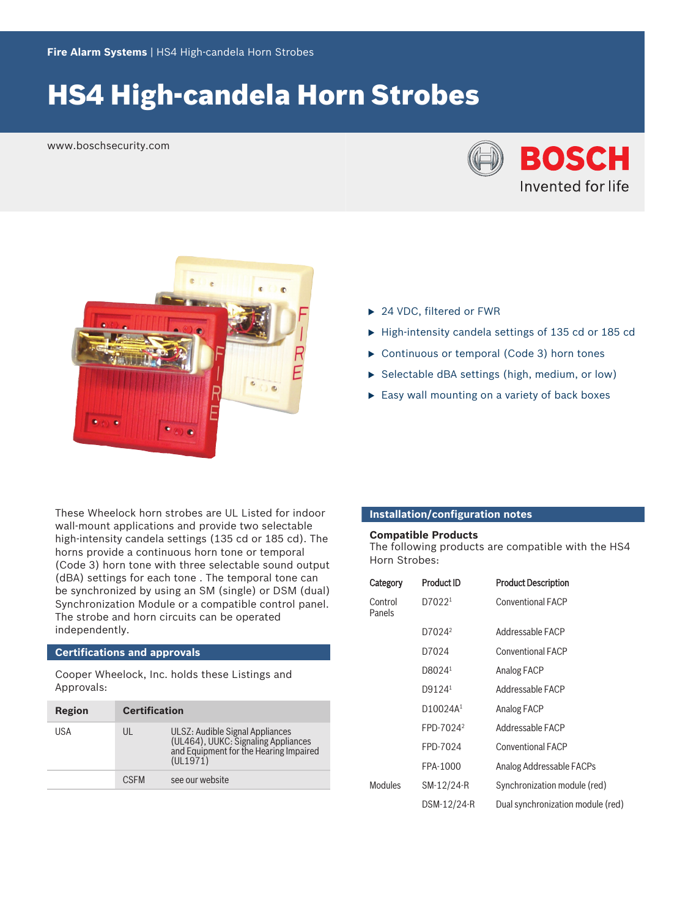Fire Alarm Systems | HS4 High-candela Horn Strobes

# HS4 High-candela Horn Strobes

www.boschsecurity.com

BOSCH
Invented for life

- 24 VDC, filtered or FWR
- High-intensity candela settings of 135 cd or 185 cd
- Continuous or temporal (Code 3) horn tones
- Selectable dBA settings (high, medium, or low)
- Easy wall mounting on a variety of back boxes

These Wheelock horn strobes are UL Listed for indoor wall-mount applications and provide two selectable high-intensity candela settings (135 cd or 185 cd). The horns provide a continuous horn tone or temporal (Code 3) horn tone with three selectable sound output (dBA) settings for each tone . The temporal tone can be synchronized by using an SM (single) or DSM (dual) Synchronization Module or a compatible control panel. The strobe and horn circuits can be operated independently.

## Certifications and approvals

Cooper Wheelock, Inc. holds these Listings and Approvals:

| Region | Certification | |
|---|---|---|
| USA | UL | ULSZ: Audible Signal Appliances (UL464), UUKC: Signaling Appliances and Equipment for the Hearing Impaired (UL1971) |
| | CSFM | see our website |

## Installation/configuration notes

**Compatible Products**
The following products are compatible with the HS4 Horn Strobes:

| Category | Product ID | Product Description |
|---|---|---|
| Control Panels | D7022[1] | Conventional FACP |
| | D7024[2] | Addressable FACP |
| | D7024 | Conventional FACP |
| | D8024[1] | Analog FACP |
| | D9124[1] | Addressable FACP |
| | D10024A[1] | Analog FACP |
| | FPD-7024[2] | Addressable FACP |
| | FPD-7024 | Conventional FACP |
| | FPA-1000 | Analog Addressable FACPs |
| Modules | SM-12/24-R | Synchronization module (red) |
| | DSM-12/24-R | Dual synchronization module (red) |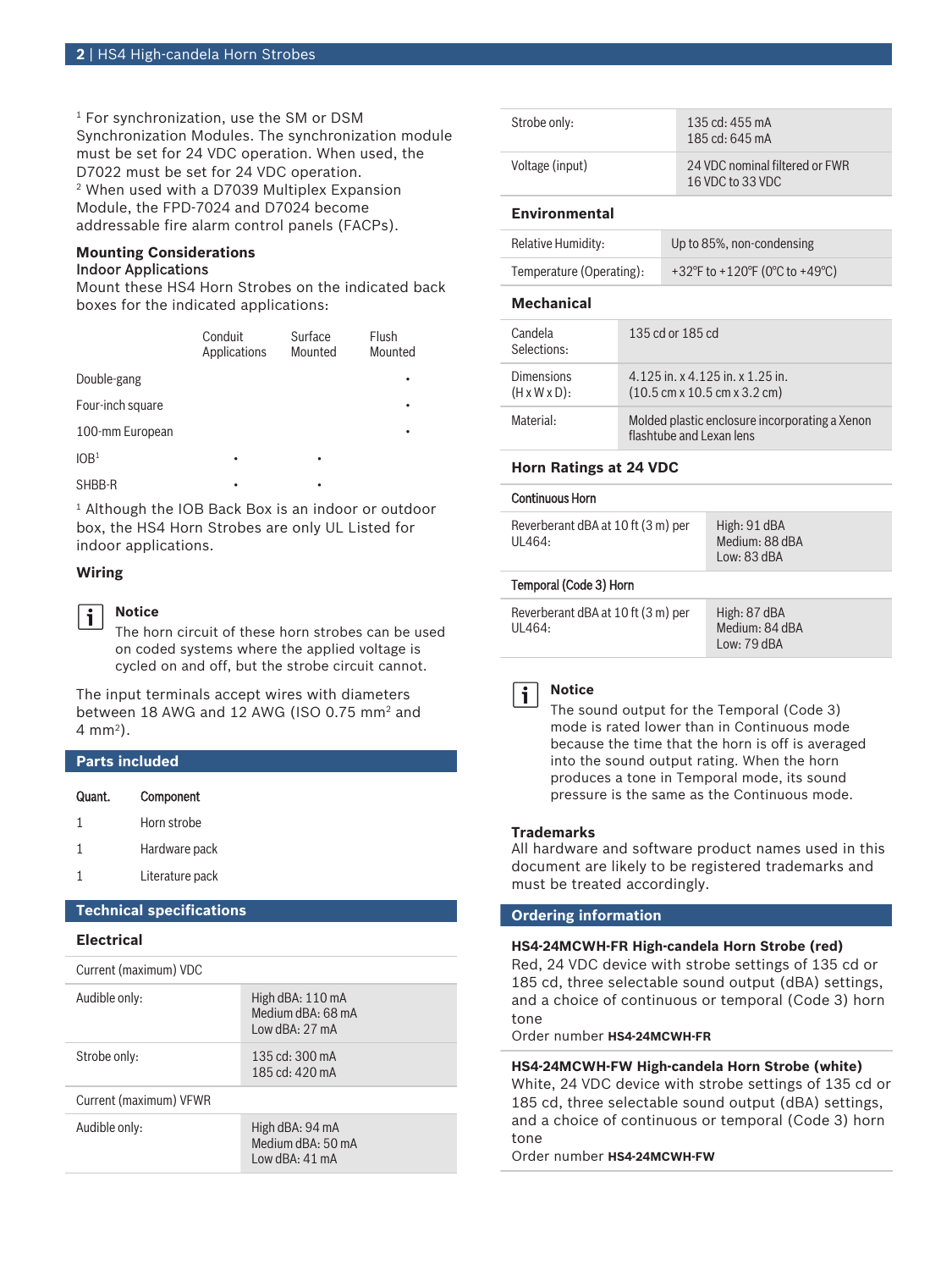[1] For synchronization, use the SM or DSM Synchronization Modules. The synchronization module must be set for 24 VDC operation. When used, the D7022 must be set for 24 VDC operation.
[2] When used with a D7039 Multiplex Expansion Module, the FPD-7024 and D7024 become addressable fire alarm control panels (FACPs).

### Mounting Considerations

**Indoor Applications**

Mount these HS4 Horn Strobes on the indicated back boxes for the indicated applications:

| | Conduit Applications | Surface Mounted | Flush Mounted |
|---|---|---|---|
| Double-gang | | | • |
| Four-inch square | | | • |
| 100-mm European | | | • |
| IOB[1] | • | • | |
| SHBB-R | • | • | |

[1] Although the IOB Back Box is an indoor or outdoor box, the HS4 Horn Strobes are only UL Listed for indoor applications.

### Wiring

**Notice**

The horn circuit of these horn strobes can be used on coded systems where the applied voltage is cycled on and off, but the strobe circuit cannot.

The input terminals accept wires with diameters between 18 AWG and 12 AWG (ISO 0.75 mm² and 4 mm²).

## Parts included

| Quant. | Component |
|---|---|
| 1 | Horn strobe |
| 1 | Hardware pack |
| 1 | Literature pack |

## Technical specifications

### Electrical

| Current (maximum) VDC | |
|---|---|
| Audible only: | High dBA: 110 mA<br>Medium dBA: 68 mA<br>Low dBA: 27 mA |
| Strobe only: | 135 cd: 300 mA<br>185 cd: 420 mA |
| **Current (maximum) VFWR** | |
| Audible only: | High dBA: 94 mA<br>Medium dBA: 50 mA<br>Low dBA: 41 mA |
| Strobe only: | 135 cd: 455 mA<br>185 cd: 645 mA |
| Voltage (input) | 24 VDC nominal filtered or FWR<br>16 VDC to 33 VDC |

### Environmental

| | |
|---|---|
| Relative Humidity: | Up to 85%, non-condensing |
| Temperature (Operating): | +32°F to +120°F (0°C to +49°C) |

### Mechanical

| | |
|---|---|
| Candela Selections: | 135 cd or 185 cd |
| Dimensions (H x W x D): | 4.125 in. x 4.125 in. x 1.25 in.<br>(10.5 cm x 10.5 cm x 3.2 cm) |
| Material: | Molded plastic enclosure incorporating a Xenon flashtube and Lexan lens |

### Horn Ratings at 24 VDC

| Continuous Horn | |
|---|---|
| Reverberant dBA at 10 ft (3 m) per UL464: | High: 91 dBA<br>Medium: 88 dBA<br>Low: 83 dBA |
| **Temporal (Code 3) Horn** | |
| Reverberant dBA at 10 ft (3 m) per UL464: | High: 87 dBA<br>Medium: 84 dBA<br>Low: 79 dBA |

**Notice**

The sound output for the Temporal (Code 3) mode is rated lower than in Continuous mode because the time that the horn is off is averaged into the sound output rating. When the horn produces a tone in Temporal mode, its sound pressure is the same as the Continuous mode.

### Trademarks

All hardware and software product names used in this document are likely to be registered trademarks and must be treated accordingly.

## Ordering information

**HS4-24MCWH-FR High-candela Horn Strobe (red)**

Red, 24 VDC device with strobe settings of 135 cd or 185 cd, three selectable sound output (dBA) settings, and a choice of continuous or temporal (Code 3) horn tone

Order number **HS4-24MCWH-FR**

**HS4-24MCWH-FW High-candela Horn Strobe (white)**

White, 24 VDC device with strobe settings of 135 cd or 185 cd, three selectable sound output (dBA) settings, and a choice of continuous or temporal (Code 3) horn tone

Order number **HS4-24MCWH-FW**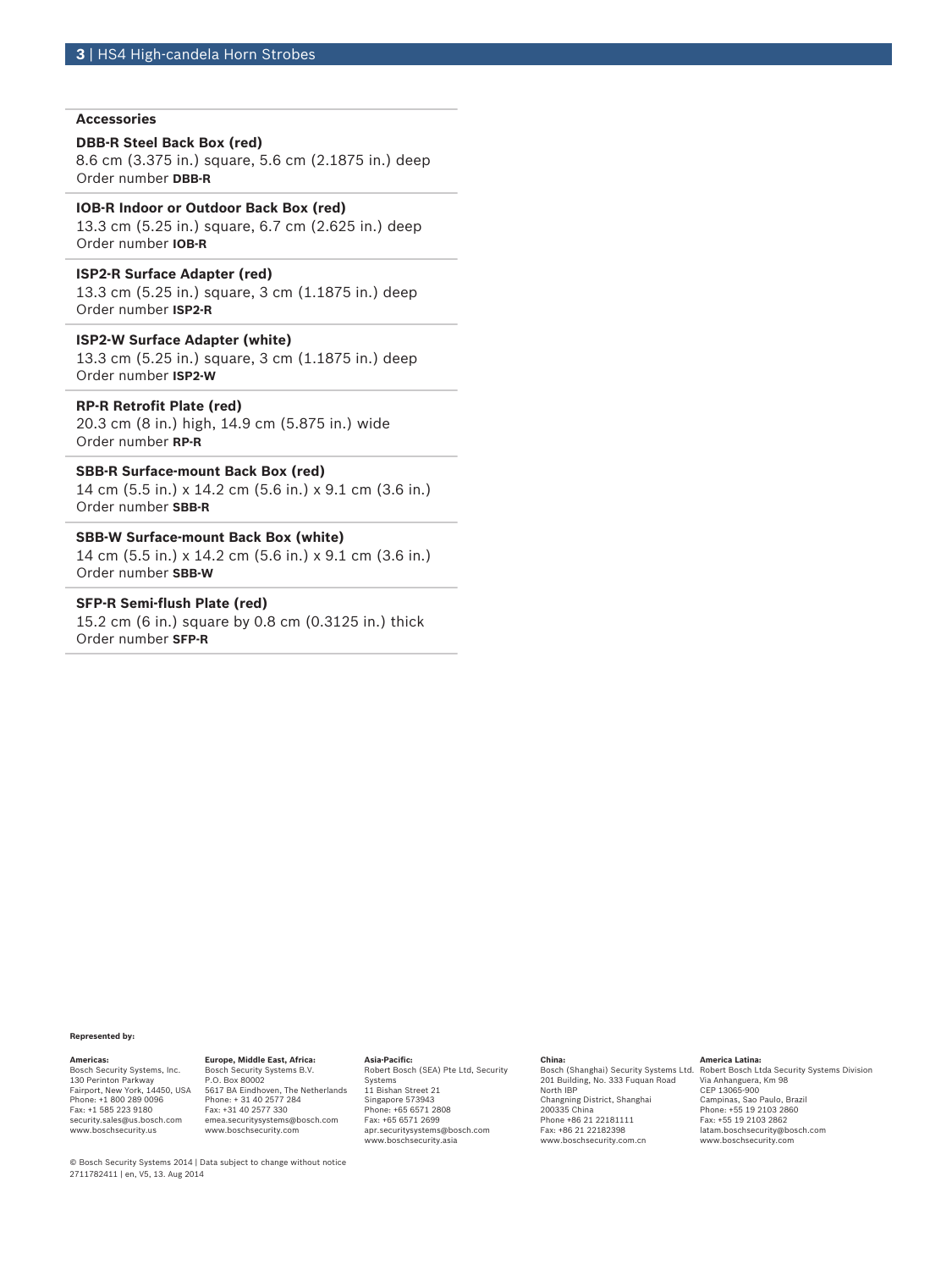## Accessories

**DBB-R Steel Back Box (red)**
8.6 cm (3.375 in.) square, 5.6 cm (2.1875 in.) deep
Order number **DBB-R**

**IOB-R Indoor or Outdoor Back Box (red)**
13.3 cm (5.25 in.) square, 6.7 cm (2.625 in.) deep
Order number **IOB-R**

**ISP2-R Surface Adapter (red)**
13.3 cm (5.25 in.) square, 3 cm (1.1875 in.) deep
Order number **ISP2-R**

**ISP2-W Surface Adapter (white)**
13.3 cm (5.25 in.) square, 3 cm (1.1875 in.) deep
Order number **ISP2-W**

**RP-R Retrofit Plate (red)**
20.3 cm (8 in.) high, 14.9 cm (5.875 in.) wide
Order number **RP-R**

**SBB-R Surface-mount Back Box (red)**
14 cm (5.5 in.) x 14.2 cm (5.6 in.) x 9.1 cm (3.6 in.)
Order number **SBB-R**

**SBB-W Surface-mount Back Box (white)**
14 cm (5.5 in.) x 14.2 cm (5.6 in.) x 9.1 cm (3.6 in.)
Order number **SBB-W**

**SFP-R Semi-flush Plate (red)**
15.2 cm (6 in.) square by 0.8 cm (0.3125 in.) thick
Order number **SFP-R**

**Represented by:**

**Americas:**
Bosch Security Systems, Inc.
130 Perinton Parkway
Fairport, New York, 14450, USA
Phone: +1 800 289 0096
Fax: +1 585 223 9180
security.sales@us.bosch.com
www.boschsecurity.us

**Europe, Middle East, Africa:**
Bosch Security Systems B.V.
P.O. Box 80002
5617 BA Eindhoven, The Netherlands
Phone: + 31 40 2577 284
Fax: +31 40 2577 330
emea.securitysystems@bosch.com
www.boschsecurity.com

**Asia-Pacific:**
Robert Bosch (SEA) Pte Ltd, Security Systems
11 Bishan Street 21
Singapore 573943
Phone: +65 6571 2808
Fax: +65 6571 2699
apr.securitysystems@bosch.com
www.boschsecurity.asia

**China:**
Bosch (Shanghai) Security Systems Ltd.
201 Building, No. 333 Fuquan Road
North IBP
Changning District, Shanghai
200335 China
Phone +86 21 22181111
Fax: +86 21 22182398
www.boschsecurity.com.cn

**America Latina:**
Robert Bosch Ltda Security Systems Division
Via Anhanguera, Km 98
CEP 13065-900
Campinas, Sao Paulo, Brazil
Phone: +55 19 2103 2860
Fax: +55 19 2103 2862
latam.boschsecurity@bosch.com
www.boschsecurity.com

© Bosch Security Systems 2014 | Data subject to change without notice
2711782411 | en, V5, 13. Aug 2014